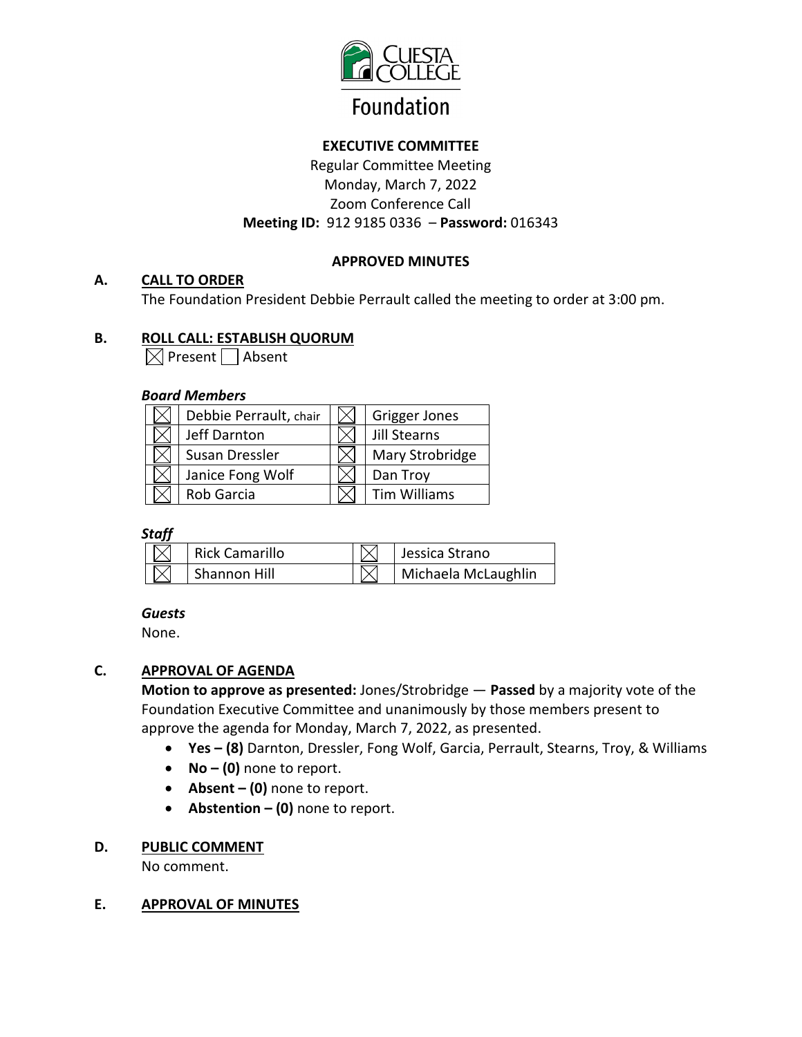Cuesta College Foundation

**EXECUTIVE COMMITTEE**

Regular Committee Meeting
Monday, March 7, 2022
Zoom Conference Call
**Meeting ID:** 912 9185 0336 – **Password:** 016343

**APPROVED MINUTES**

## A. CALL TO ORDER

The Foundation President Debbie Perrault called the meeting to order at 3:00 pm.

## B. ROLL CALL: ESTABLISH QUORUM

☒ Present ☐ Absent

***Board Members***

| | | | |
|---|---|---|---|
| ☒ | Debbie Perrault, chair | ☒ | Grigger Jones |
| ☒ | Jeff Darnton | ☒ | Jill Stearns |
| ☒ | Susan Dressler | ☒ | Mary Strobridge |
| ☒ | Janice Fong Wolf | ☒ | Dan Troy |
| ☒ | Rob Garcia | ☒ | Tim Williams |

***Staff***

| | | | |
|---|---|---|---|
| ☒ | Rick Camarillo | ☒ | Jessica Strano |
| ☒ | Shannon Hill | ☒ | Michaela McLaughlin |

***Guests***

None.

## C. APPROVAL OF AGENDA

**Motion to approve as presented:** Jones/Strobridge — **Passed** by a majority vote of the Foundation Executive Committee and unanimously by those members present to approve the agenda for Monday, March 7, 2022, as presented.

- **Yes – (8)** Darnton, Dressler, Fong Wolf, Garcia, Perrault, Stearns, Troy, & Williams
- **No – (0)** none to report.
- **Absent – (0)** none to report.
- **Abstention – (0)** none to report.

## D. PUBLIC COMMENT

No comment.

## E. APPROVAL OF MINUTES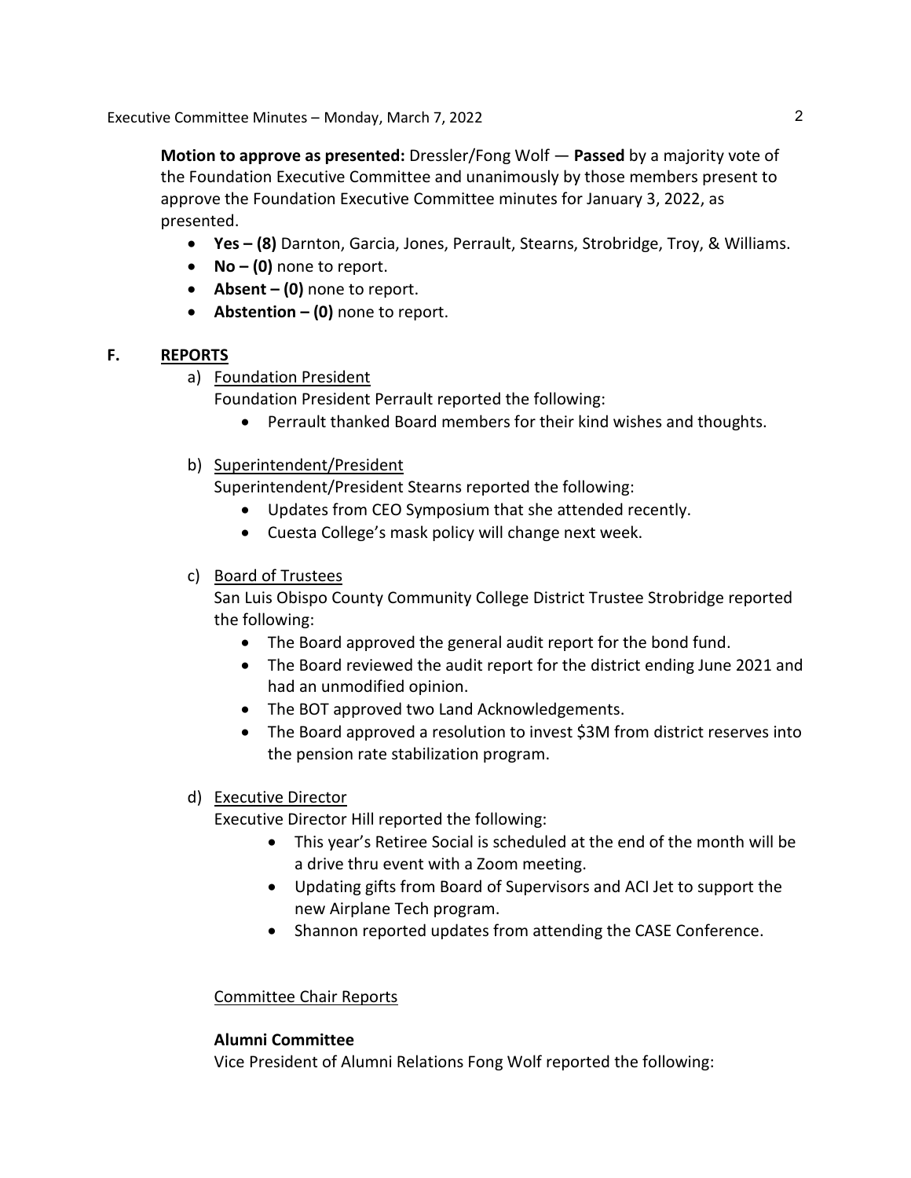**Motion to approve as presented:** Dressler/Fong Wolf — **Passed** by a majority vote of the Foundation Executive Committee and unanimously by those members present to approve the Foundation Executive Committee minutes for January 3, 2022, as presented.

- **Yes – (8)** Darnton, Garcia, Jones, Perrault, Stearns, Strobridge, Troy, & Williams.
- **No – (0)** none to report.
- **Absent – (0)** none to report.
- **Abstention – (0)** none to report.

## F. REPORTS

a) Foundation President

Foundation President Perrault reported the following:

- Perrault thanked Board members for their kind wishes and thoughts.

b) Superintendent/President

Superintendent/President Stearns reported the following:

- Updates from CEO Symposium that she attended recently.
- Cuesta College's mask policy will change next week.

c) Board of Trustees

San Luis Obispo County Community College District Trustee Strobridge reported the following:

- The Board approved the general audit report for the bond fund.
- The Board reviewed the audit report for the district ending June 2021 and had an unmodified opinion.
- The BOT approved two Land Acknowledgements.
- The Board approved a resolution to invest $3M from district reserves into the pension rate stabilization program.

d) Executive Director

Executive Director Hill reported the following:

- This year's Retiree Social is scheduled at the end of the month will be a drive thru event with a Zoom meeting.
- Updating gifts from Board of Supervisors and ACI Jet to support the new Airplane Tech program.
- Shannon reported updates from attending the CASE Conference.

Committee Chair Reports

**Alumni Committee**

Vice President of Alumni Relations Fong Wolf reported the following: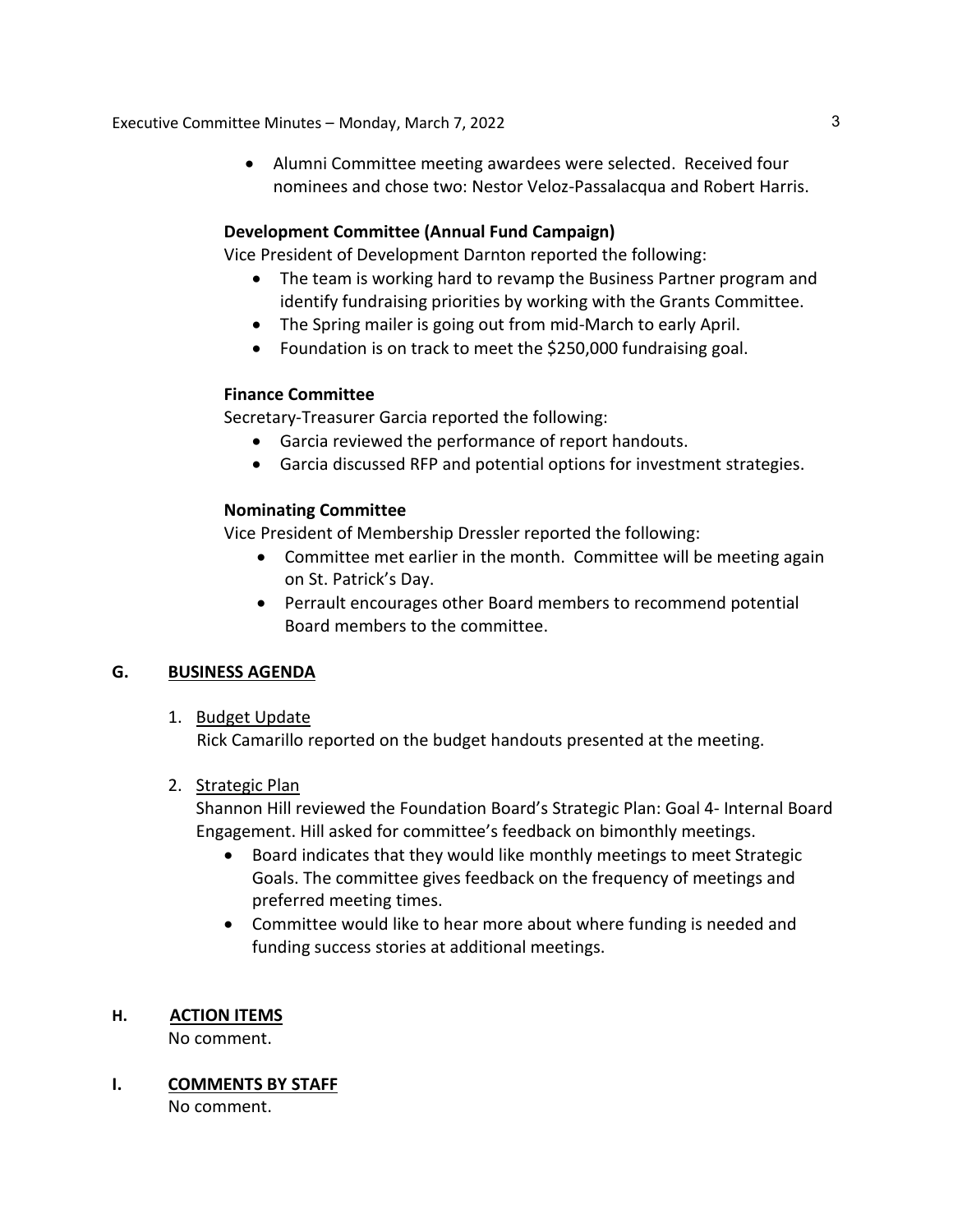- Alumni Committee meeting awardees were selected. Received four nominees and chose two: Nestor Veloz-Passalacqua and Robert Harris.

**Development Committee (Annual Fund Campaign)**

Vice President of Development Darnton reported the following:

- The team is working hard to revamp the Business Partner program and identify fundraising priorities by working with the Grants Committee.
- The Spring mailer is going out from mid-March to early April.
- Foundation is on track to meet the $250,000 fundraising goal.

**Finance Committee**

Secretary-Treasurer Garcia reported the following:

- Garcia reviewed the performance of report handouts.
- Garcia discussed RFP and potential options for investment strategies.

**Nominating Committee**

Vice President of Membership Dressler reported the following:

- Committee met earlier in the month. Committee will be meeting again on St. Patrick's Day.
- Perrault encourages other Board members to recommend potential Board members to the committee.

## G. BUSINESS AGENDA

1. Budget Update

   Rick Camarillo reported on the budget handouts presented at the meeting.

2. Strategic Plan

   Shannon Hill reviewed the Foundation Board's Strategic Plan: Goal 4- Internal Board Engagement. Hill asked for committee's feedback on bimonthly meetings.

   - Board indicates that they would like monthly meetings to meet Strategic Goals. The committee gives feedback on the frequency of meetings and preferred meeting times.
   - Committee would like to hear more about where funding is needed and funding success stories at additional meetings.

## H. ACTION ITEMS

No comment.

## I. COMMENTS BY STAFF

No comment.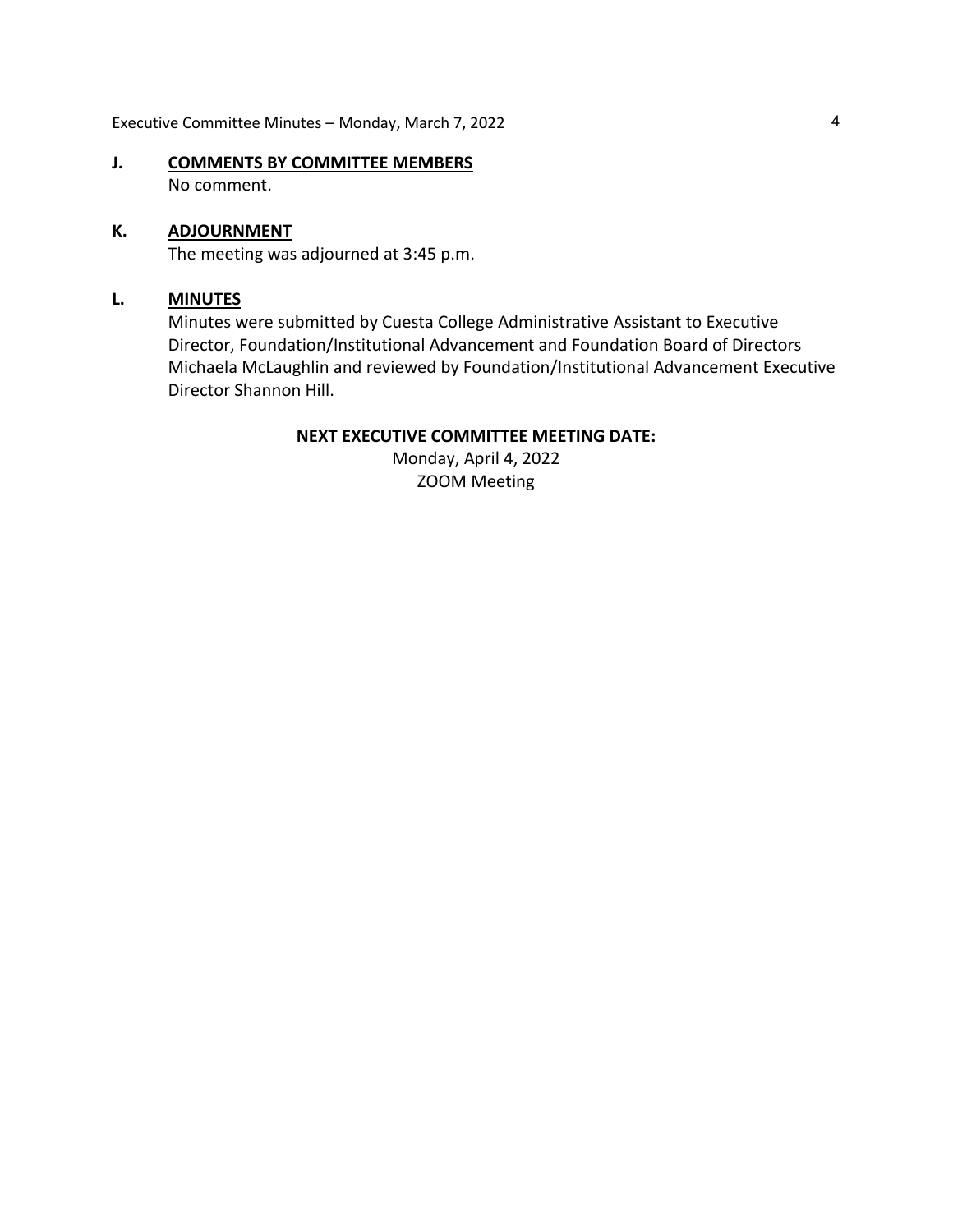**J. COMMENTS BY COMMITTEE MEMBERS**

No comment.

**K. ADJOURNMENT**

The meeting was adjourned at 3:45 p.m.

**L. MINUTES**

Minutes were submitted by Cuesta College Administrative Assistant to Executive Director, Foundation/Institutional Advancement and Foundation Board of Directors Michaela McLaughlin and reviewed by Foundation/Institutional Advancement Executive Director Shannon Hill.

**NEXT EXECUTIVE COMMITTEE MEETING DATE:**

Monday, April 4, 2022

ZOOM Meeting